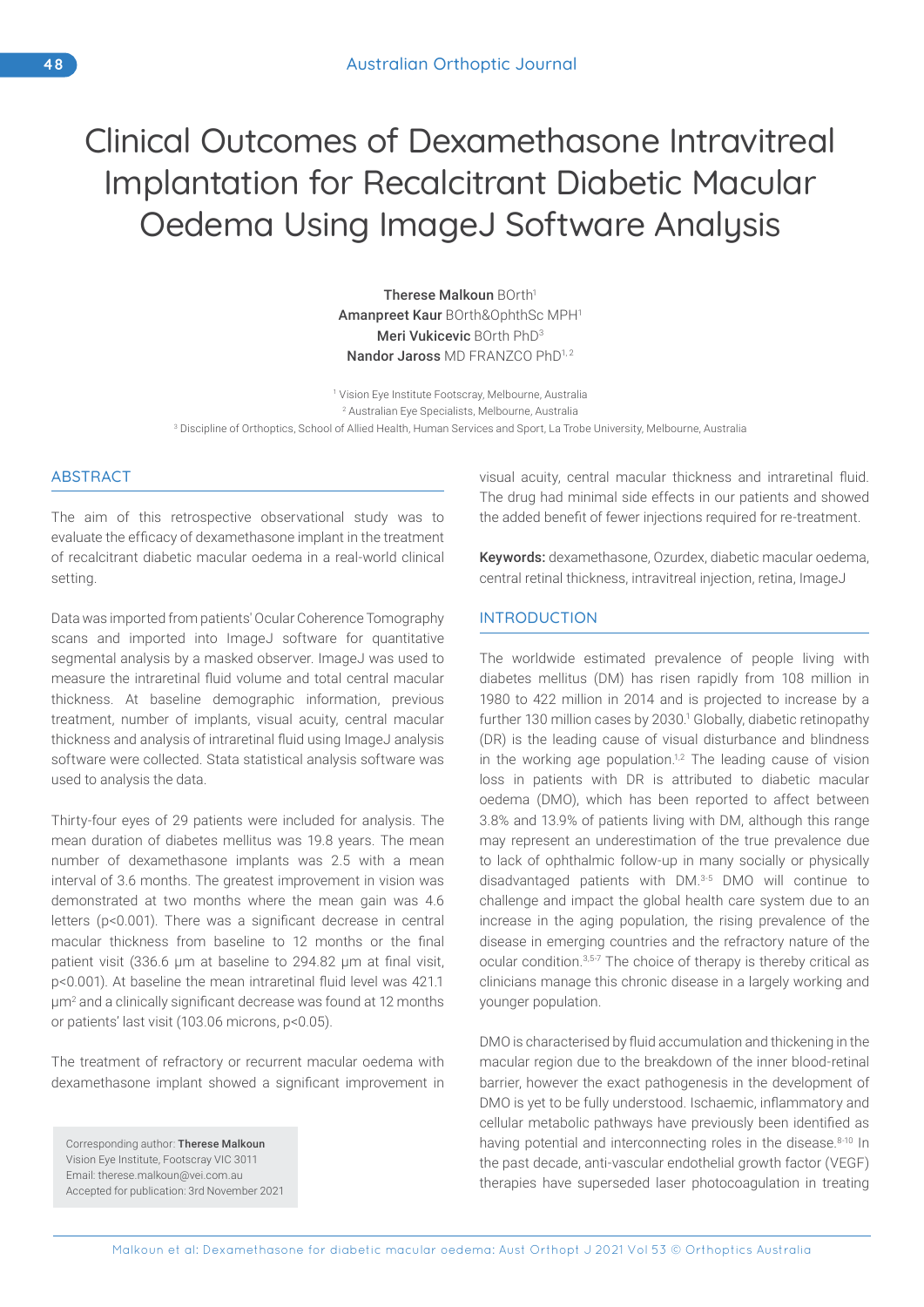# Clinical Outcomes of Dexamethasone Intravitreal Implantation for Recalcitrant Diabetic Macular Oedema Using ImageJ Software Analysis

**Therese Malkoun** BOrth[1]
**Amanpreet Kaur** BOrth&OphthSc MPH[1]
**Meri Vukicevic** BOrth PhD[3]
**Nandor Jaross** MD FRANZCO PhD[1,2]

[1] Vision Eye Institute Footscray, Melbourne, Australia
[2] Australian Eye Specialists, Melbourne, Australia
[3] Discipline of Orthoptics, School of Allied Health, Human Services and Sport, La Trobe University, Melbourne, Australia

## ABSTRACT

The aim of this retrospective observational study was to evaluate the efficacy of dexamethasone implant in the treatment of recalcitrant diabetic macular oedema in a real-world clinical setting.

Data was imported from patients' Ocular Coherence Tomography scans and imported into ImageJ software for quantitative segmental analysis by a masked observer. ImageJ was used to measure the intraretinal fluid volume and total central macular thickness. At baseline demographic information, previous treatment, number of implants, visual acuity, central macular thickness and analysis of intraretinal fluid using ImageJ analysis software were collected. Stata statistical analysis software was used to analysis the data.

Thirty-four eyes of 29 patients were included for analysis. The mean duration of diabetes mellitus was 19.8 years. The mean number of dexamethasone implants was 2.5 with a mean interval of 3.6 months. The greatest improvement in vision was demonstrated at two months where the mean gain was 4.6 letters ($p<0.001$). There was a significant decrease in central macular thickness from baseline to 12 months or the final patient visit (336.6 μm at baseline to 294.82 μm at final visit, $p<0.001$). At baseline the mean intraretinal fluid level was 421.1 $\mu m^2$ and a clinically significant decrease was found at 12 months or patients' last visit (103.06 microns, $p<0.05$).

The treatment of refractory or recurrent macular oedema with dexamethasone implant showed a significant improvement in visual acuity, central macular thickness and intraretinal fluid. The drug had minimal side effects in our patients and showed the added benefit of fewer injections required for re-treatment.

**Keywords:** dexamethasone, Ozurdex, diabetic macular oedema, central retinal thickness, intravitreal injection, retina, ImageJ

Corresponding author: **Therese Malkoun**
Vision Eye Institute, Footscray VIC 3011
Email: therese.malkoun@vei.com.au
Accepted for publication: 3rd November 2021

## INTRODUCTION

The worldwide estimated prevalence of people living with diabetes mellitus (DM) has risen rapidly from 108 million in 1980 to 422 million in 2014 and is projected to increase by a further 130 million cases by 2030.[1] Globally, diabetic retinopathy (DR) is the leading cause of visual disturbance and blindness in the working age population.[1,2] The leading cause of vision loss in patients with DR is attributed to diabetic macular oedema (DMO), which has been reported to affect between 3.8% and 13.9% of patients living with DM, although this range may represent an underestimation of the true prevalence due to lack of ophthalmic follow-up in many socially or physically disadvantaged patients with DM.[3-5] DMO will continue to challenge and impact the global health care system due to an increase in the aging population, the rising prevalence of the disease in emerging countries and the refractory nature of the ocular condition.[3,5-7] The choice of therapy is thereby critical as clinicians manage this chronic disease in a largely working and younger population.

DMO is characterised by fluid accumulation and thickening in the macular region due to the breakdown of the inner blood-retinal barrier, however the exact pathogenesis in the development of DMO is yet to be fully understood. Ischaemic, inflammatory and cellular metabolic pathways have previously been identified as having potential and interconnecting roles in the disease.[8-10] In the past decade, anti-vascular endothelial growth factor (VEGF) therapies have superseded laser photocoagulation in treating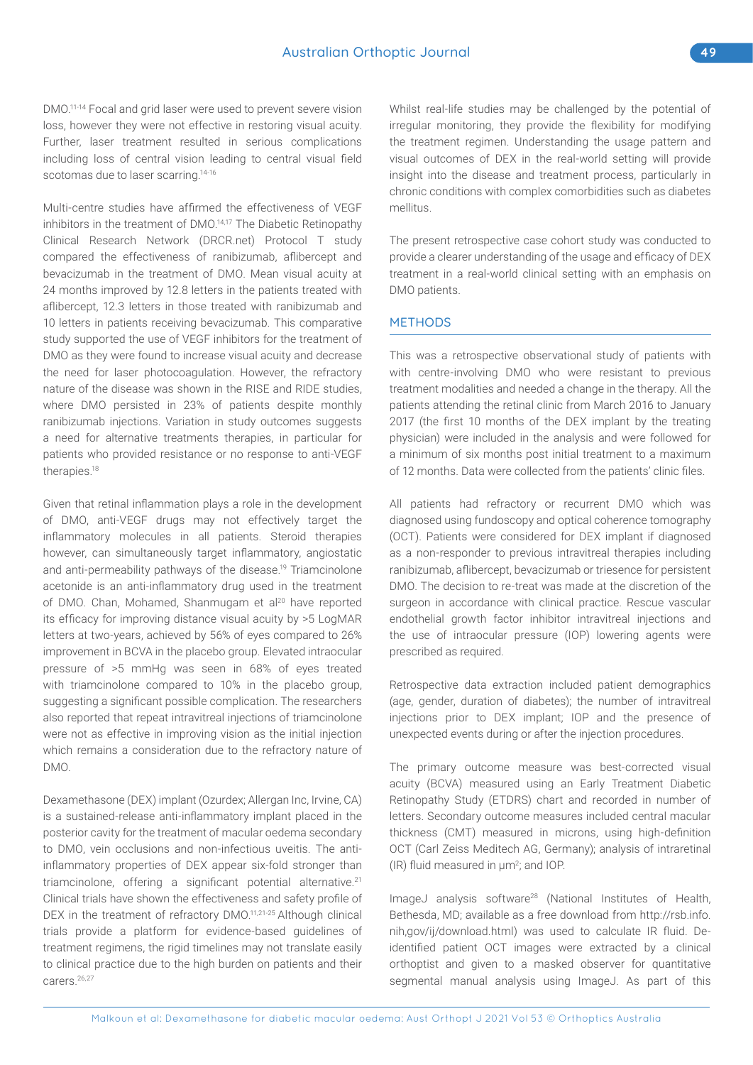DMO.[11-14] Focal and grid laser were used to prevent severe vision loss, however they were not effective in restoring visual acuity. Further, laser treatment resulted in serious complications including loss of central vision leading to central visual field scotomas due to laser scarring.[14-16]

Multi-centre studies have affirmed the effectiveness of VEGF inhibitors in the treatment of DMO.[14,17] The Diabetic Retinopathy Clinical Research Network (DRCR.net) Protocol T study compared the effectiveness of ranibizumab, aflibercept and bevacizumab in the treatment of DMO. Mean visual acuity at 24 months improved by 12.8 letters in the patients treated with aflibercept, 12.3 letters in those treated with ranibizumab and 10 letters in patients receiving bevacizumab. This comparative study supported the use of VEGF inhibitors for the treatment of DMO as they were found to increase visual acuity and decrease the need for laser photocoagulation. However, the refractory nature of the disease was shown in the RISE and RIDE studies, where DMO persisted in 23% of patients despite monthly ranibizumab injections. Variation in study outcomes suggests a need for alternative treatments therapies, in particular for patients who provided resistance or no response to anti-VEGF therapies.[18]

Given that retinal inflammation plays a role in the development of DMO, anti-VEGF drugs may not effectively target the inflammatory molecules in all patients. Steroid therapies however, can simultaneously target inflammatory, angiostatic and anti-permeability pathways of the disease.[19] Triamcinolone acetonide is an anti-inflammatory drug used in the treatment of DMO. Chan, Mohamed, Shanmugam et al[20] have reported its efficacy for improving distance visual acuity by >5 LogMAR letters at two-years, achieved by 56% of eyes compared to 26% improvement in BCVA in the placebo group. Elevated intraocular pressure of >5 mmHg was seen in 68% of eyes treated with triamcinolone compared to 10% in the placebo group, suggesting a significant possible complication. The researchers also reported that repeat intravitreal injections of triamcinolone were not as effective in improving vision as the initial injection which remains a consideration due to the refractory nature of DMO.

Dexamethasone (DEX) implant (Ozurdex; Allergan Inc, Irvine, CA) is a sustained-release anti-inflammatory implant placed in the posterior cavity for the treatment of macular oedema secondary to DMO, vein occlusions and non-infectious uveitis. The anti-inflammatory properties of DEX appear six-fold stronger than triamcinolone, offering a significant potential alternative.[21] Clinical trials have shown the effectiveness and safety profile of DEX in the treatment of refractory DMO.[11,21-25] Although clinical trials provide a platform for evidence-based guidelines of treatment regimens, the rigid timelines may not translate easily to clinical practice due to the high burden on patients and their carers.[26,27]

Whilst real-life studies may be challenged by the potential of irregular monitoring, they provide the flexibility for modifying the treatment regimen. Understanding the usage pattern and visual outcomes of DEX in the real-world setting will provide insight into the disease and treatment process, particularly in chronic conditions with complex comorbidities such as diabetes mellitus.

The present retrospective case cohort study was conducted to provide a clearer understanding of the usage and efficacy of DEX treatment in a real-world clinical setting with an emphasis on DMO patients.

## METHODS

This was a retrospective observational study of patients with with centre-involving DMO who were resistant to previous treatment modalities and needed a change in the therapy. All the patients attending the retinal clinic from March 2016 to January 2017 (the first 10 months of the DEX implant by the treating physician) were included in the analysis and were followed for a minimum of six months post initial treatment to a maximum of 12 months. Data were collected from the patients' clinic files.

All patients had refractory or recurrent DMO which was diagnosed using fundoscopy and optical coherence tomography (OCT). Patients were considered for DEX implant if diagnosed as a non-responder to previous intravitreal therapies including ranibizumab, aflibercept, bevacizumab or triesence for persistent DMO. The decision to re-treat was made at the discretion of the surgeon in accordance with clinical practice. Rescue vascular endothelial growth factor inhibitor intravitreal injections and the use of intraocular pressure (IOP) lowering agents were prescribed as required.

Retrospective data extraction included patient demographics (age, gender, duration of diabetes); the number of intravitreal injections prior to DEX implant; IOP and the presence of unexpected events during or after the injection procedures.

The primary outcome measure was best-corrected visual acuity (BCVA) measured using an Early Treatment Diabetic Retinopathy Study (ETDRS) chart and recorded in number of letters. Secondary outcome measures included central macular thickness (CMT) measured in microns, using high-definition OCT (Carl Zeiss Meditech AG, Germany); analysis of intraretinal (IR) fluid measured in µm$^2$; and IOP.

ImageJ analysis software[28] (National Institutes of Health, Bethesda, MD; available as a free download from http://rsb.info.nih,gov/ij/download.html) was used to calculate IR fluid. De-identified patient OCT images were extracted by a clinical orthoptist and given to a masked observer for quantitative segmental manual analysis using ImageJ. As part of this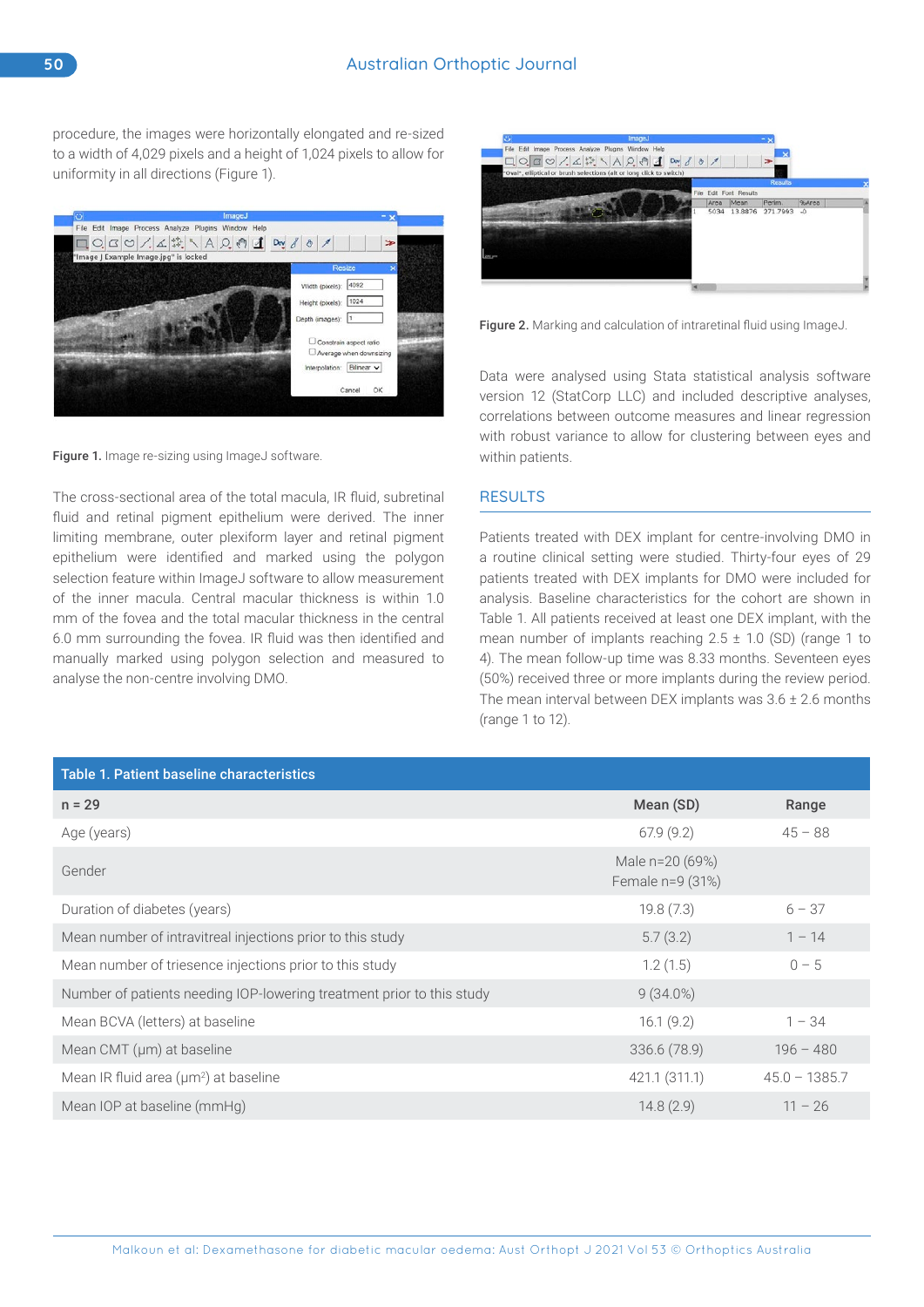procedure, the images were horizontally elongated and re-sized to a width of 4,029 pixels and a height of 1,024 pixels to allow for uniformity in all directions (Figure 1).

**Figure 1.** Image re-sizing using ImageJ software.

The cross-sectional area of the total macula, IR fluid, subretinal fluid and retinal pigment epithelium were derived. The inner limiting membrane, outer plexiform layer and retinal pigment epithelium were identified and marked using the polygon selection feature within ImageJ software to allow measurement of the inner macula. Central macular thickness is within 1.0 mm of the fovea and the total macular thickness in the central 6.0 mm surrounding the fovea. IR fluid was then identified and manually marked using polygon selection and measured to analyse the non-centre involving DMO.

**Figure 2.** Marking and calculation of intraretinal fluid using ImageJ.

Data were analysed using Stata statistical analysis software version 12 (StatCorp LLC) and included descriptive analyses, correlations between outcome measures and linear regression with robust variance to allow for clustering between eyes and within patients.

## RESULTS

Patients treated with DEX implant for centre-involving DMO in a routine clinical setting were studied. Thirty-four eyes of 29 patients treated with DEX implants for DMO were included for analysis. Baseline characteristics for the cohort are shown in Table 1. All patients received at least one DEX implant, with the mean number of implants reaching 2.5 ± 1.0 (SD) (range 1 to 4). The mean follow-up time was 8.33 months. Seventeen eyes (50%) received three or more implants during the review period. The mean interval between DEX implants was 3.6 ± 2.6 months (range 1 to 12).

**Table 1. Patient baseline characteristics**

| n = 29 | Mean (SD) | Range |
|---|---|---|
| Age (years) | 67.9 (9.2) | 45 – 88 |
| Gender | Male n=20 (69%)<br>Female n=9 (31%) | |
| Duration of diabetes (years) | 19.8 (7.3) | 6 – 37 |
| Mean number of intravitreal injections prior to this study | 5.7 (3.2) | 1 – 14 |
| Mean number of triesence injections prior to this study | 1.2 (1.5) | 0 – 5 |
| Number of patients needing IOP-lowering treatment prior to this study | 9 (34.0%) | |
| Mean BCVA (letters) at baseline | 16.1 (9.2) | 1 – 34 |
| Mean CMT (µm) at baseline | 336.6 (78.9) | 196 – 480 |
| Mean IR fluid area (µm$^2$) at baseline | 421.1 (311.1) | 45.0 – 1385.7 |
| Mean IOP at baseline (mmHg) | 14.8 (2.9) | 11 – 26 |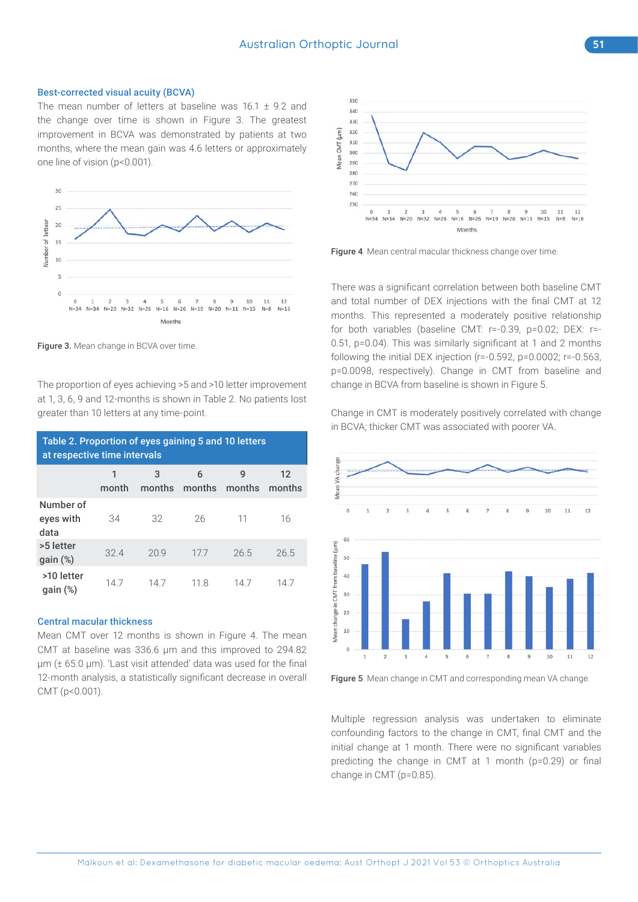### Best-corrected visual acuity (BCVA)

The mean number of letters at baseline was 16.1 ± 9.2 and the change over time is shown in Figure 3. The greatest improvement in BCVA was demonstrated by patients at two months, where the mean gain was 4.6 letters or approximately one line of vision ($p<0.001$).

**Figure 3.** Mean change in BCVA over time.

The proportion of eyes achieving >5 and >10 letter improvement at 1, 3, 6, 9 and 12-months is shown in Table 2. No patients lost greater than 10 letters at any time-point.

**Table 2. Proportion of eyes gaining 5 and 10 letters at respective time intervals**

| | 1 month | 3 months | 6 months | 9 months | 12 months |
|---|---|---|---|---|---|
| Number of eyes with data | 34 | 32 | 26 | 11 | 16 |
| >5 letter gain (%) | 32.4 | 20.9 | 17.7 | 26.5 | 26.5 |
| >10 letter gain (%) | 14.7 | 14.7 | 11.8 | 14.7 | 14.7 |

### Central macular thickness

Mean CMT over 12 months is shown in Figure 4. The mean CMT at baseline was 336.6 µm and this improved to 294.82 µm (± 65.0 µm). 'Last visit attended' data was used for the final 12-month analysis, a statistically significant decrease in overall CMT ($p<0.001$).

**Figure 4**. Mean central macular thickness change over time.

There was a significant correlation between both baseline CMT and total number of DEX injections with the final CMT at 12 months. This represented a moderately positive relationship for both variables (baseline CMT: $r=-0.39$, $p=0.02$; DEX: $r=-0.51$, $p=0.04$). This was similarly significant at 1 and 2 months following the initial DEX injection ($r=-0.592$, $p=0.0002$; $r=-0.563$, $p=0.0098$, respectively). Change in CMT from baseline and change in BCVA from baseline is shown in Figure 5.

Change in CMT is moderately positively correlated with change in BCVA; thicker CMT was associated with poorer VA.

**Figure 5**. Mean change in CMT and corresponding mean VA change.

Multiple regression analysis was undertaken to eliminate confounding factors to the change in CMT, final CMT and the initial change at 1 month. There were no significant variables predicting the change in CMT at 1 month ($p=0.29$) or final change in CMT ($p=0.85$).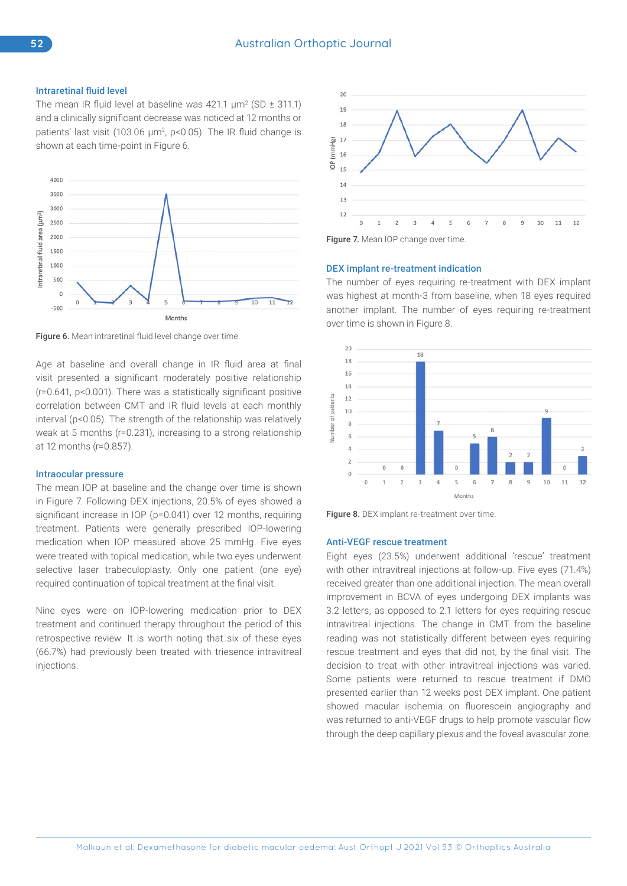### Intraretinal fluid level

The mean IR fluid level at baseline was 421.1 μm² (SD ± 311.1) and a clinically significant decrease was noticed at 12 months or patients' last visit (103.06 μm², $p<0.05$). The IR fluid change is shown at each time-point in Figure 6.

**Figure 6.** Mean intraretinal fluid level change over time.

Age at baseline and overall change in IR fluid area at final visit presented a significant moderately positive relationship ($r=0.641$, $p<0.001$). There was a statistically significant positive correlation between CMT and IR fluid levels at each monthly interval ($p<0.05$). The strength of the relationship was relatively weak at 5 months ($r=0.231$), increasing to a strong relationship at 12 months ($r=0.857$).

### Intraocular pressure

The mean IOP at baseline and the change over time is shown in Figure 7. Following DEX injections, 20.5% of eyes showed a significant increase in IOP ($p=0.041$) over 12 months, requiring treatment. Patients were generally prescribed IOP-lowering medication when IOP measured above 25 mmHg. Five eyes were treated with topical medication, while two eyes underwent selective laser trabeculoplasty. Only one patient (one eye) required continuation of topical treatment at the final visit.

Nine eyes were on IOP-lowering medication prior to DEX treatment and continued therapy throughout the period of this retrospective review. It is worth noting that six of these eyes (66.7%) had previously been treated with triesence intravitreal injections.

**Figure 7.** Mean IOP change over time.

### DEX implant re-treatment indication

The number of eyes requiring re-treatment with DEX implant was highest at month-3 from baseline, when 18 eyes required another implant. The number of eyes requiring re-treatment over time is shown in Figure 8.

**Figure 8.** DEX implant re-treatment over time.

### Anti-VEGF rescue treatment

Eight eyes (23.5%) underwent additional 'rescue' treatment with other intravitreal injections at follow-up. Five eyes (71.4%) received greater than one additional injection. The mean overall improvement in BCVA of eyes undergoing DEX implants was 3.2 letters, as opposed to 2.1 letters for eyes requiring rescue intravitreal injections. The change in CMT from the baseline reading was not statistically different between eyes requiring rescue treatment and eyes that did not, by the final visit. The decision to treat with other intravitreal injections was varied. Some patients were returned to rescue treatment if DMO presented earlier than 12 weeks post DEX implant. One patient showed macular ischemia on fluorescein angiography and was returned to anti-VEGF drugs to help promote vascular flow through the deep capillary plexus and the foveal avascular zone.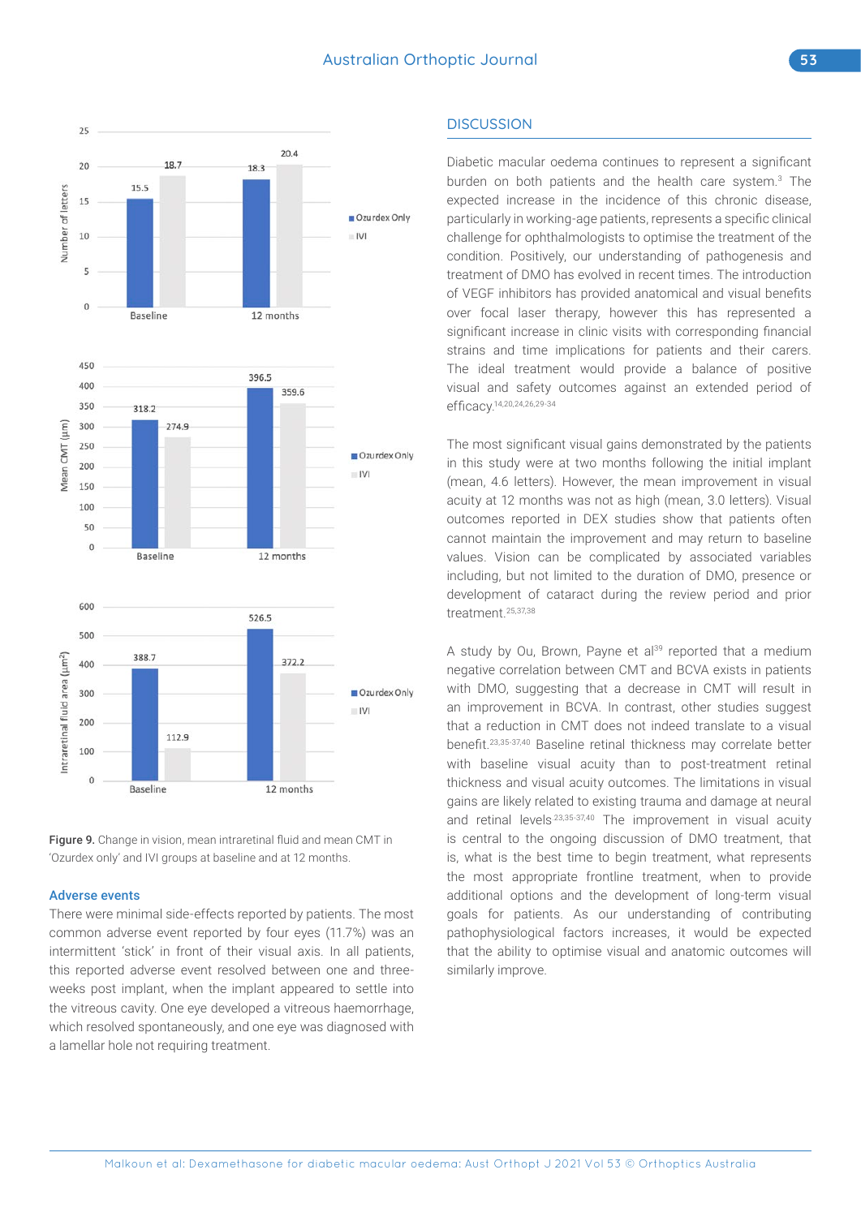Figure 9. Change in vision, mean intraretinal fluid and mean CMT in 'Ozurdex only' and IVI groups at baseline and at 12 months.

### Adverse events

There were minimal side-effects reported by patients. The most common adverse event reported by four eyes (11.7%) was an intermittent 'stick' in front of their visual axis. In all patients, this reported adverse event resolved between one and three-weeks post implant, when the implant appeared to settle into the vitreous cavity. One eye developed a vitreous haemorrhage, which resolved spontaneously, and one eye was diagnosed with a lamellar hole not requiring treatment.

## DISCUSSION

Diabetic macular oedema continues to represent a significant burden on both patients and the health care system.[3] The expected increase in the incidence of this chronic disease, particularly in working-age patients, represents a specific clinical challenge for ophthalmologists to optimise the treatment of the condition. Positively, our understanding of pathogenesis and treatment of DMO has evolved in recent times. The introduction of VEGF inhibitors has provided anatomical and visual benefits over focal laser therapy, however this has represented a significant increase in clinic visits with corresponding financial strains and time implications for patients and their carers. The ideal treatment would provide a balance of positive visual and safety outcomes against an extended period of efficacy.[14,20,24,26,29-34]

The most significant visual gains demonstrated by the patients in this study were at two months following the initial implant (mean, 4.6 letters). However, the mean improvement in visual acuity at 12 months was not as high (mean, 3.0 letters). Visual outcomes reported in DEX studies show that patients often cannot maintain the improvement and may return to baseline values. Vision can be complicated by associated variables including, but not limited to the duration of DMO, presence or development of cataract during the review period and prior treatment.[25,37,38]

A study by Ou, Brown, Payne et al[39] reported that a medium negative correlation between CMT and BCVA exists in patients with DMO, suggesting that a decrease in CMT will result in an improvement in BCVA. In contrast, other studies suggest that a reduction in CMT does not indeed translate to a visual benefit.[23,35-37,40] Baseline retinal thickness may correlate better with baseline visual acuity than to post-treatment retinal thickness and visual acuity outcomes. The limitations in visual gains are likely related to existing trauma and damage at neural and retinal levels.[23,35-37,40] The improvement in visual acuity is central to the ongoing discussion of DMO treatment, that is, what is the best time to begin treatment, what represents the most appropriate frontline treatment, when to provide additional options and the development of long-term visual goals for patients. As our understanding of contributing pathophysiological factors increases, it would be expected that the ability to optimise visual and anatomic outcomes will similarly improve.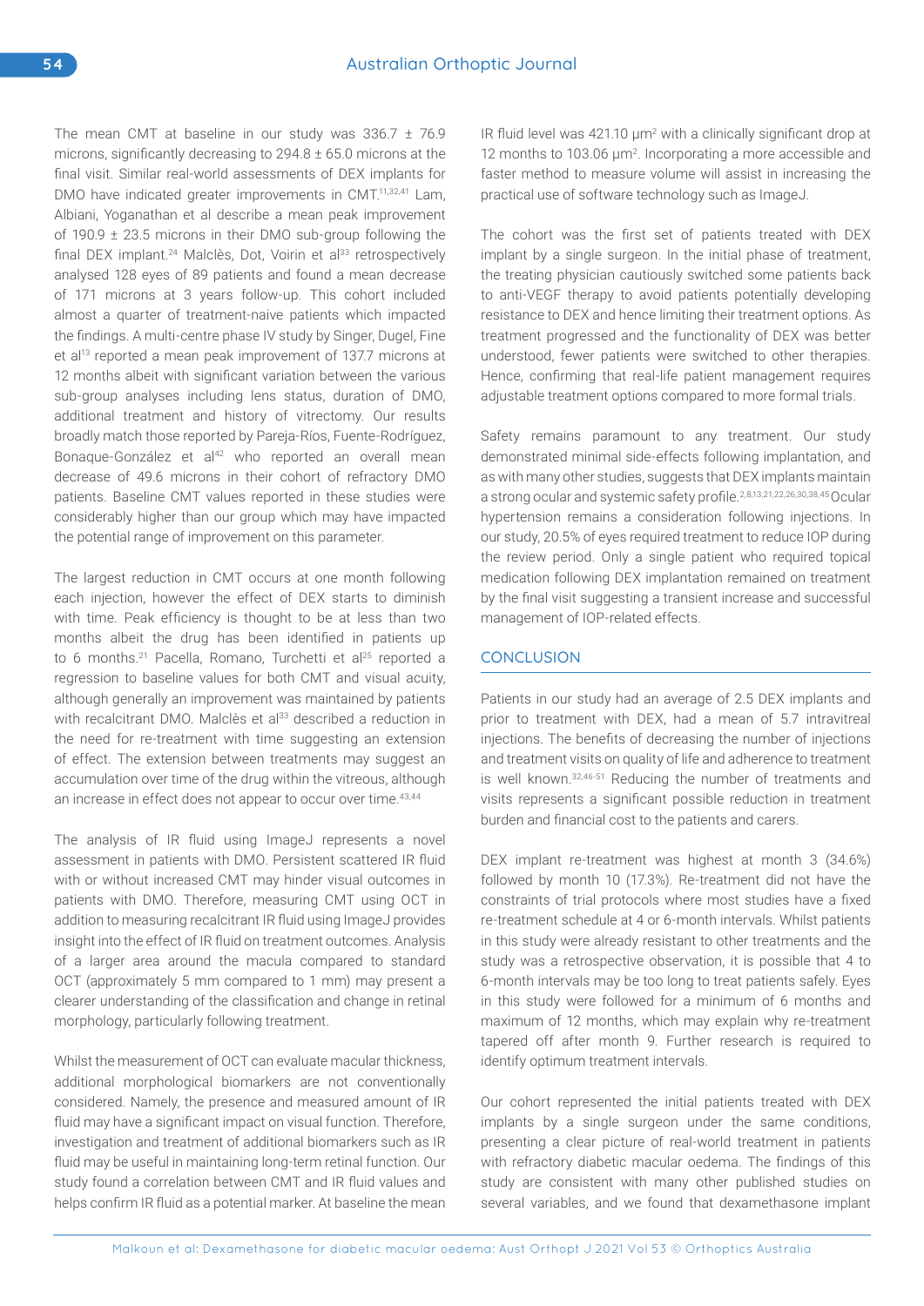The mean CMT at baseline in our study was 336.7 ± 76.9 microns, significantly decreasing to 294.8 ± 65.0 microns at the final visit. Similar real-world assessments of DEX implants for DMO have indicated greater improvements in CMT.[11,32,41] Lam, Albiani, Yoganathan et al describe a mean peak improvement of 190.9 ± 23.5 microns in their DMO sub-group following the final DEX implant.[24] Malclès, Dot, Voirin et al[33] retrospectively analysed 128 eyes of 89 patients and found a mean decrease of 171 microns at 3 years follow-up. This cohort included almost a quarter of treatment-naive patients which impacted the findings. A multi-centre phase IV study by Singer, Dugel, Fine et al[13] reported a mean peak improvement of 137.7 microns at 12 months albeit with significant variation between the various sub-group analyses including lens status, duration of DMO, additional treatment and history of vitrectomy. Our results broadly match those reported by Pareja-Ríos, Fuente-Rodríguez, Bonaque-González et al[42] who reported an overall mean decrease of 49.6 microns in their cohort of refractory DMO patients. Baseline CMT values reported in these studies were considerably higher than our group which may have impacted the potential range of improvement on this parameter.

The largest reduction in CMT occurs at one month following each injection, however the effect of DEX starts to diminish with time. Peak efficiency is thought to be at less than two months albeit the drug has been identified in patients up to 6 months.[21] Pacella, Romano, Turchetti et al[25] reported a regression to baseline values for both CMT and visual acuity, although generally an improvement was maintained by patients with recalcitrant DMO. Malclès et al[33] described a reduction in the need for re-treatment with time suggesting an extension of effect. The extension between treatments may suggest an accumulation over time of the drug within the vitreous, although an increase in effect does not appear to occur over time.[43,44]

The analysis of IR fluid using ImageJ represents a novel assessment in patients with DMO. Persistent scattered IR fluid with or without increased CMT may hinder visual outcomes in patients with DMO. Therefore, measuring CMT using OCT in addition to measuring recalcitrant IR fluid using ImageJ provides insight into the effect of IR fluid on treatment outcomes. Analysis of a larger area around the macula compared to standard OCT (approximately 5 mm compared to 1 mm) may present a clearer understanding of the classification and change in retinal morphology, particularly following treatment.

Whilst the measurement of OCT can evaluate macular thickness, additional morphological biomarkers are not conventionally considered. Namely, the presence and measured amount of IR fluid may have a significant impact on visual function. Therefore, investigation and treatment of additional biomarkers such as IR fluid may be useful in maintaining long-term retinal function. Our study found a correlation between CMT and IR fluid values and helps confirm IR fluid as a potential marker. At baseline the mean IR fluid level was 421.10 μm$^2$ with a clinically significant drop at 12 months to 103.06 μm$^2$. Incorporating a more accessible and faster method to measure volume will assist in increasing the practical use of software technology such as ImageJ.

The cohort was the first set of patients treated with DEX implant by a single surgeon. In the initial phase of treatment, the treating physician cautiously switched some patients back to anti-VEGF therapy to avoid patients potentially developing resistance to DEX and hence limiting their treatment options. As treatment progressed and the functionality of DEX was better understood, fewer patients were switched to other therapies. Hence, confirming that real-life patient management requires adjustable treatment options compared to more formal trials.

Safety remains paramount to any treatment. Our study demonstrated minimal side-effects following implantation, and as with many other studies, suggests that DEX implants maintain a strong ocular and systemic safety profile.[2,8,13,21,22,26,30,38,45] Ocular hypertension remains a consideration following injections. In our study, 20.5% of eyes required treatment to reduce IOP during the review period. Only a single patient who required topical medication following DEX implantation remained on treatment by the final visit suggesting a transient increase and successful management of IOP-related effects.

## CONCLUSION

Patients in our study had an average of 2.5 DEX implants and prior to treatment with DEX, had a mean of 5.7 intravitreal injections. The benefits of decreasing the number of injections and treatment visits on quality of life and adherence to treatment is well known.[32,46-51] Reducing the number of treatments and visits represents a significant possible reduction in treatment burden and financial cost to the patients and carers.

DEX implant re-treatment was highest at month 3 (34.6%) followed by month 10 (17.3%). Re-treatment did not have the constraints of trial protocols where most studies have a fixed re-treatment schedule at 4 or 6-month intervals. Whilst patients in this study were already resistant to other treatments and the study was a retrospective observation, it is possible that 4 to 6-month intervals may be too long to treat patients safely. Eyes in this study were followed for a minimum of 6 months and maximum of 12 months, which may explain why re-treatment tapered off after month 9. Further research is required to identify optimum treatment intervals.

Our cohort represented the initial patients treated with DEX implants by a single surgeon under the same conditions, presenting a clear picture of real-world treatment in patients with refractory diabetic macular oedema. The findings of this study are consistent with many other published studies on several variables, and we found that dexamethasone implant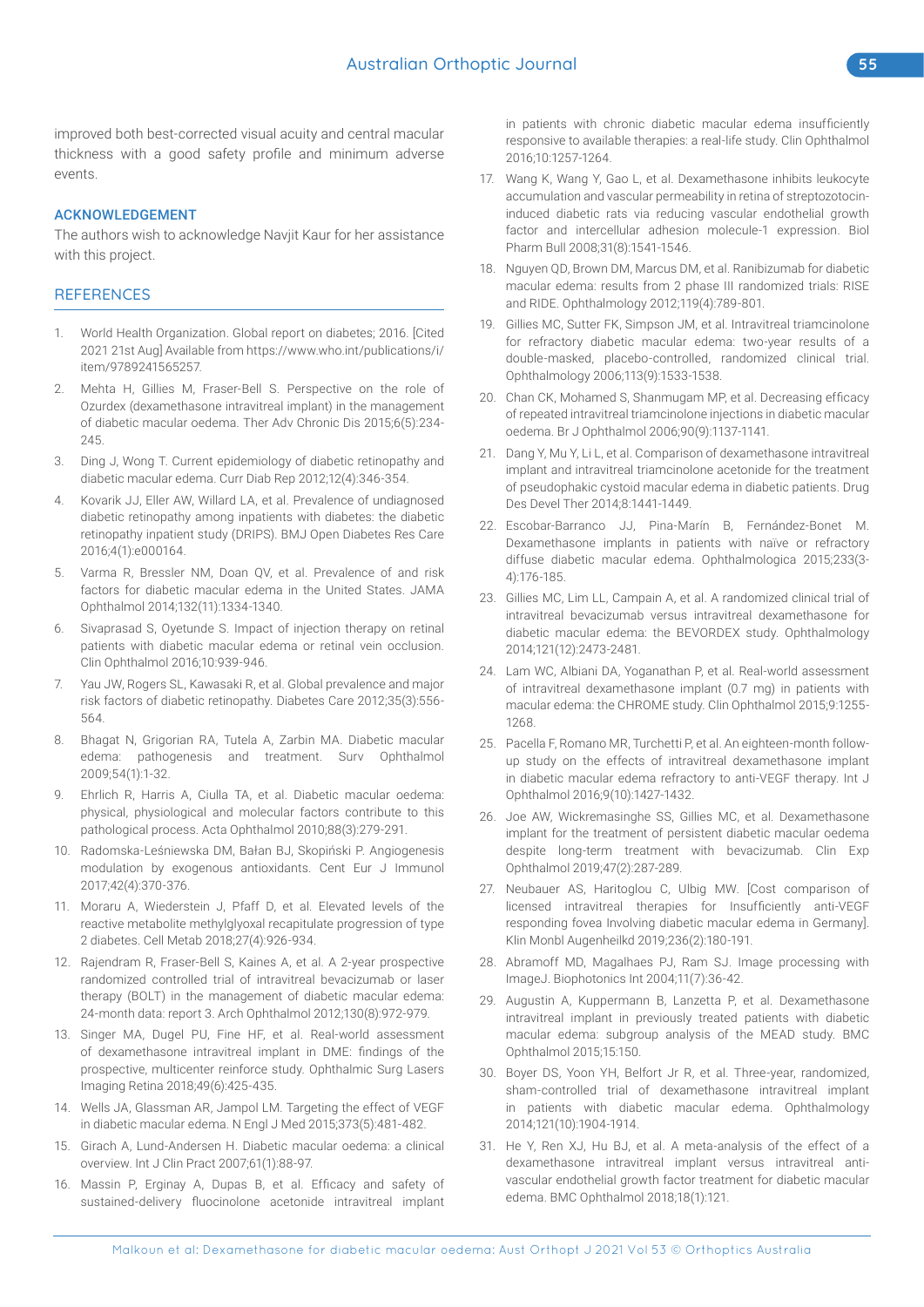improved both best-corrected visual acuity and central macular thickness with a good safety profile and minimum adverse events.

## ACKNOWLEDGEMENT

The authors wish to acknowledge Navjit Kaur for her assistance with this project.

## REFERENCES

1. World Health Organization. Global report on diabetes; 2016. [Cited 2021 21st Aug] Available from https://www.who.int/publications/i/item/9789241565257.
2. Mehta H, Gillies M, Fraser-Bell S. Perspective on the role of Ozurdex (dexamethasone intravitreal implant) in the management of diabetic macular oedema. Ther Adv Chronic Dis 2015;6(5):234-245.
3. Ding J, Wong T. Current epidemiology of diabetic retinopathy and diabetic macular edema. Curr Diab Rep 2012;12(4):346-354.
4. Kovarik JJ, Eller AW, Willard LA, et al. Prevalence of undiagnosed diabetic retinopathy among inpatients with diabetes: the diabetic retinopathy inpatient study (DRIPS). BMJ Open Diabetes Res Care 2016;4(1):e000164.
5. Varma R, Bressler NM, Doan QV, et al. Prevalence of and risk factors for diabetic macular edema in the United States. JAMA Ophthalmol 2014;132(11):1334-1340.
6. Sivaprasad S, Oyetunde S. Impact of injection therapy on retinal patients with diabetic macular edema or retinal vein occlusion. Clin Ophthalmol 2016;10:939-946.
7. Yau JW, Rogers SL, Kawasaki R, et al. Global prevalence and major risk factors of diabetic retinopathy. Diabetes Care 2012;35(3):556-564.
8. Bhagat N, Grigorian RA, Tutela A, Zarbin MA. Diabetic macular edema: pathogenesis and treatment. Surv Ophthalmol 2009;54(1):1-32.
9. Ehrlich R, Harris A, Ciulla TA, et al. Diabetic macular oedema: physical, physiological and molecular factors contribute to this pathological process. Acta Ophthalmol 2010;88(3):279-291.
10. Radomska-Leśniewska DM, Bałan BJ, Skopiński P. Angiogenesis modulation by exogenous antioxidants. Cent Eur J Immunol 2017;42(4):370-376.
11. Moraru A, Wiederstein J, Pfaff D, et al. Elevated levels of the reactive metabolite methylglyoxal recapitulate progression of type 2 diabetes. Cell Metab 2018;27(4):926-934.
12. Rajendram R, Fraser-Bell S, Kaines A, et al. A 2-year prospective randomized controlled trial of intravitreal bevacizumab or laser therapy (BOLT) in the management of diabetic macular edema: 24-month data: report 3. Arch Ophthalmol 2012;130(8):972-979.
13. Singer MA, Dugel PU, Fine HF, et al. Real-world assessment of dexamethasone intravitreal implant in DME: findings of the prospective, multicenter reinforce study. Ophthalmic Surg Lasers Imaging Retina 2018;49(6):425-435.
14. Wells JA, Glassman AR, Jampol LM. Targeting the effect of VEGF in diabetic macular edema. N Engl J Med 2015;373(5):481-482.
15. Girach A, Lund-Andersen H. Diabetic macular oedema: a clinical overview. Int J Clin Pract 2007;61(1):88-97.
16. Massin P, Erginay A, Dupas B, et al. Efficacy and safety of sustained-delivery fluocinolone acetonide intravitreal implant in patients with chronic diabetic macular edema insufficiently responsive to available therapies: a real-life study. Clin Ophthalmol 2016;10:1257-1264.
17. Wang K, Wang Y, Gao L, et al. Dexamethasone inhibits leukocyte accumulation and vascular permeability in retina of streptozotocin-induced diabetic rats via reducing vascular endothelial growth factor and intercellular adhesion molecule-1 expression. Biol Pharm Bull 2008;31(8):1541-1546.
18. Nguyen QD, Brown DM, Marcus DM, et al. Ranibizumab for diabetic macular edema: results from 2 phase III randomized trials: RISE and RIDE. Ophthalmology 2012;119(4):789-801.
19. Gillies MC, Sutter FK, Simpson JM, et al. Intravitreal triamcinolone for refractory diabetic macular edema: two-year results of a double-masked, placebo-controlled, randomized clinical trial. Ophthalmology 2006;113(9):1533-1538.
20. Chan CK, Mohamed S, Shanmugam MP, et al. Decreasing efficacy of repeated intravitreal triamcinolone injections in diabetic macular oedema. Br J Ophthalmol 2006;90(9):1137-1141.
21. Dang Y, Mu Y, Li L, et al. Comparison of dexamethasone intravitreal implant and intravitreal triamcinolone acetonide for the treatment of pseudophakic cystoid macular edema in diabetic patients. Drug Des Devel Ther 2014;8:1441-1449.
22. Escobar-Barranco JJ, Pina-Marín B, Fernández-Bonet M. Dexamethasone implants in patients with naïve or refractory diffuse diabetic macular edema. Ophthalmologica 2015;233(3-4):176-185.
23. Gillies MC, Lim LL, Campain A, et al. A randomized clinical trial of intravitreal bevacizumab versus intravitreal dexamethasone for diabetic macular edema: the BEVORDEX study. Ophthalmology 2014;121(12):2473-2481.
24. Lam WC, Albiani DA, Yoganathan P, et al. Real-world assessment of intravitreal dexamethasone implant (0.7 mg) in patients with macular edema: the CHROME study. Clin Ophthalmol 2015;9:1255-1268.
25. Pacella F, Romano MR, Turchetti P, et al. An eighteen-month follow-up study on the effects of intravitreal dexamethasone implant in diabetic macular edema refractory to anti-VEGF therapy. Int J Ophthalmol 2016;9(10):1427-1432.
26. Joe AW, Wickremasinghe SS, Gillies MC, et al. Dexamethasone implant for the treatment of persistent diabetic macular oedema despite long-term treatment with bevacizumab. Clin Exp Ophthalmol 2019;47(2):287-289.
27. Neubauer AS, Haritoglou C, Ulbig MW. [Cost comparison of licensed intravitreal therapies for Insufficiently anti-VEGF responding fovea Involving diabetic macular edema in Germany]. Klin Monbl Augenheilkd 2019;236(2):180-191.
28. Abramoff MD, Magalhaes PJ, Ram SJ. Image processing with ImageJ. Biophotonics Int 2004;11(7):36-42.
29. Augustin A, Kuppermann B, Lanzetta P, et al. Dexamethasone intravitreal implant in previously treated patients with diabetic macular edema: subgroup analysis of the MEAD study. BMC Ophthalmol 2015;15:150.
30. Boyer DS, Yoon YH, Belfort Jr R, et al. Three-year, randomized, sham-controlled trial of dexamethasone intravitreal implant in patients with diabetic macular edema. Ophthalmology 2014;121(10):1904-1914.
31. He Y, Ren XJ, Hu BJ, et al. A meta-analysis of the effect of a dexamethasone intravitreal implant versus intravitreal anti-vascular endothelial growth factor treatment for diabetic macular edema. BMC Ophthalmol 2018;18(1):121.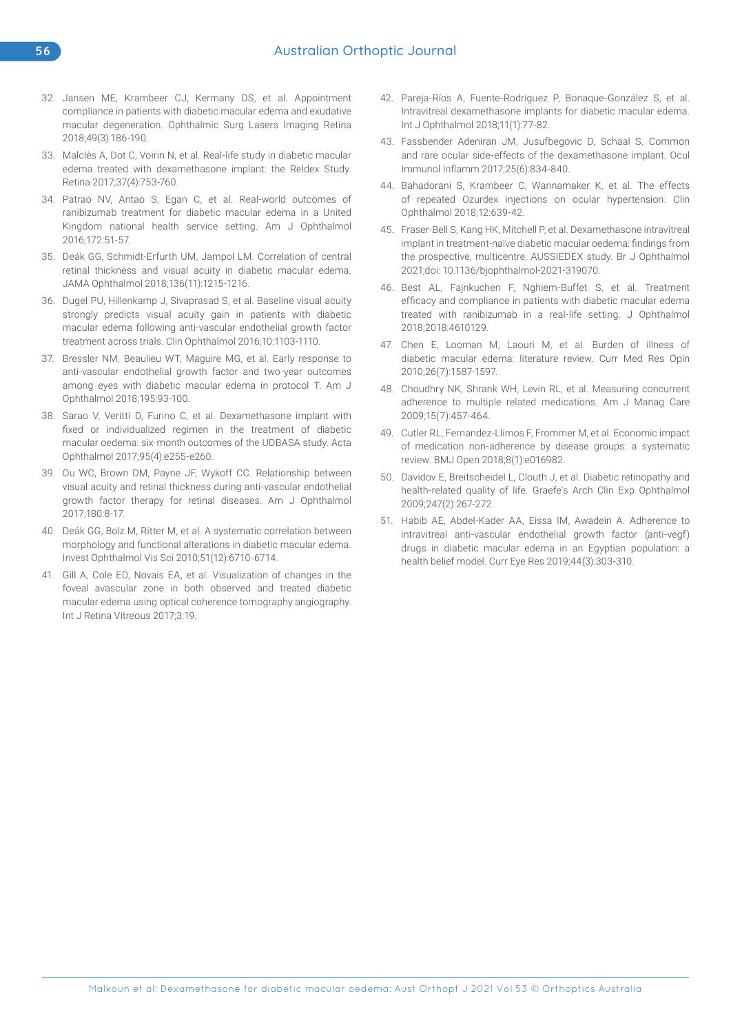32. Jansen ME, Krambeer CJ, Kermany DS, et al. Appointment compliance in patients with diabetic macular edema and exudative macular degeneration. Ophthalmic Surg Lasers Imaging Retina 2018;49(3):186-190.
33. Malclès A, Dot C, Voirin N, et al. Real-life study in diabetic macular edema treated with dexamethasone implant: the Reldex Study. Retina 2017;37(4):753-760.
34. Patrao NV, Antao S, Egan C, et al. Real-world outcomes of ranibizumab treatment for diabetic macular edema in a United Kingdom national health service setting. Am J Ophthalmol 2016;172:51-57.
35. Deák GG, Schmidt-Erfurth UM, Jampol LM. Correlation of central retinal thickness and visual acuity in diabetic macular edema. JAMA Ophthalmol 2018;136(11):1215-1216.
36. Dugel PU, Hillenkamp J, Sivaprasad S, et al. Baseline visual acuity strongly predicts visual acuity gain in patients with diabetic macular edema following anti-vascular endothelial growth factor treatment across trials. Clin Ophthalmol 2016;10:1103-1110.
37. Bressler NM, Beaulieu WT, Maguire MG, et al. Early response to anti-vascular endothelial growth factor and two-year outcomes among eyes with diabetic macular edema in protocol T. Am J Ophthalmol 2018;195:93-100.
38. Sarao V, Veritti D, Furino C, et al. Dexamethasone implant with fixed or individualized regimen in the treatment of diabetic macular oedema: six-month outcomes of the UDBASA study. Acta Ophthalmol 2017;95(4):e255-e260.
39. Ou WC, Brown DM, Payne JF, Wykoff CC. Relationship between visual acuity and retinal thickness during anti-vascular endothelial growth factor therapy for retinal diseases. Am J Ophthalmol 2017;180:8-17.
40. Deák GG, Bolz M, Ritter M, et al. A systematic correlation between morphology and functional alterations in diabetic macular edema. Invest Ophthalmol Vis Sci 2010;51(12):6710-6714.
41. Gill A, Cole ED, Novais EA, et al. Visualization of changes in the foveal avascular zone in both observed and treated diabetic macular edema using optical coherence tomography angiography. Int J Retina Vitreous 2017;3:19.
42. Pareja-Ríos A, Fuente-Rodríguez P, Bonaque-González S, et al. Intravitreal dexamethasone implants for diabetic macular edema. Int J Ophthalmol 2018;11(1):77-82.
43. Fassbender Adeniran JM, Jusufbegovic D, Schaal S. Common and rare ocular side-effects of the dexamethasone implant. Ocul Immunol Inflamm 2017;25(6):834-840.
44. Bahadorani S, Krambeer C, Wannamaker K, et al. The effects of repeated Ozurdex injections on ocular hypertension. Clin Ophthalmol 2018;12:639-42.
45. Fraser-Bell S, Kang HK, Mitchell P, et al. Dexamethasone intravitreal implant in treatment-naïve diabetic macular oedema: findings from the prospective, multicentre, AUSSIEDEX study. Br J Ophthalmol 2021;doi: 10.1136/bjophthalmol-2021-319070.
46. Best AL, Fajnkuchen F, Nghiem-Buffet S, et al. Treatment efficacy and compliance in patients with diabetic macular edema treated with ranibizumab in a real-life setting. J Ophthalmol 2018;2018:4610129.
47. Chen E, Looman M, Laouri M, et al. Burden of illness of diabetic macular edema: literature review. Curr Med Res Opin 2010;26(7):1587-1597.
48. Choudhry NK, Shrank WH, Levin RL, et al. Measuring concurrent adherence to multiple related medications. Am J Manag Care 2009;15(7):457-464.
49. Cutler RL, Fernandez-Llimos F, Frommer M, et al. Economic impact of medication non-adherence by disease groups: a systematic review. BMJ Open 2018;8(1):e016982.
50. Davidov E, Breitscheidel L, Clouth J, et al. Diabetic retinopathy and health-related quality of life. Graefe's Arch Clin Exp Ophthalmol 2009;247(2):267-272.
51. Habib AE, Abdel-Kader AA, Eissa IM, Awadein A. Adherence to intravitreal anti-vascular endothelial growth factor (anti-vegf) drugs in diabetic macular edema in an Egyptian population: a health belief model. Curr Eye Res 2019;44(3):303-310.